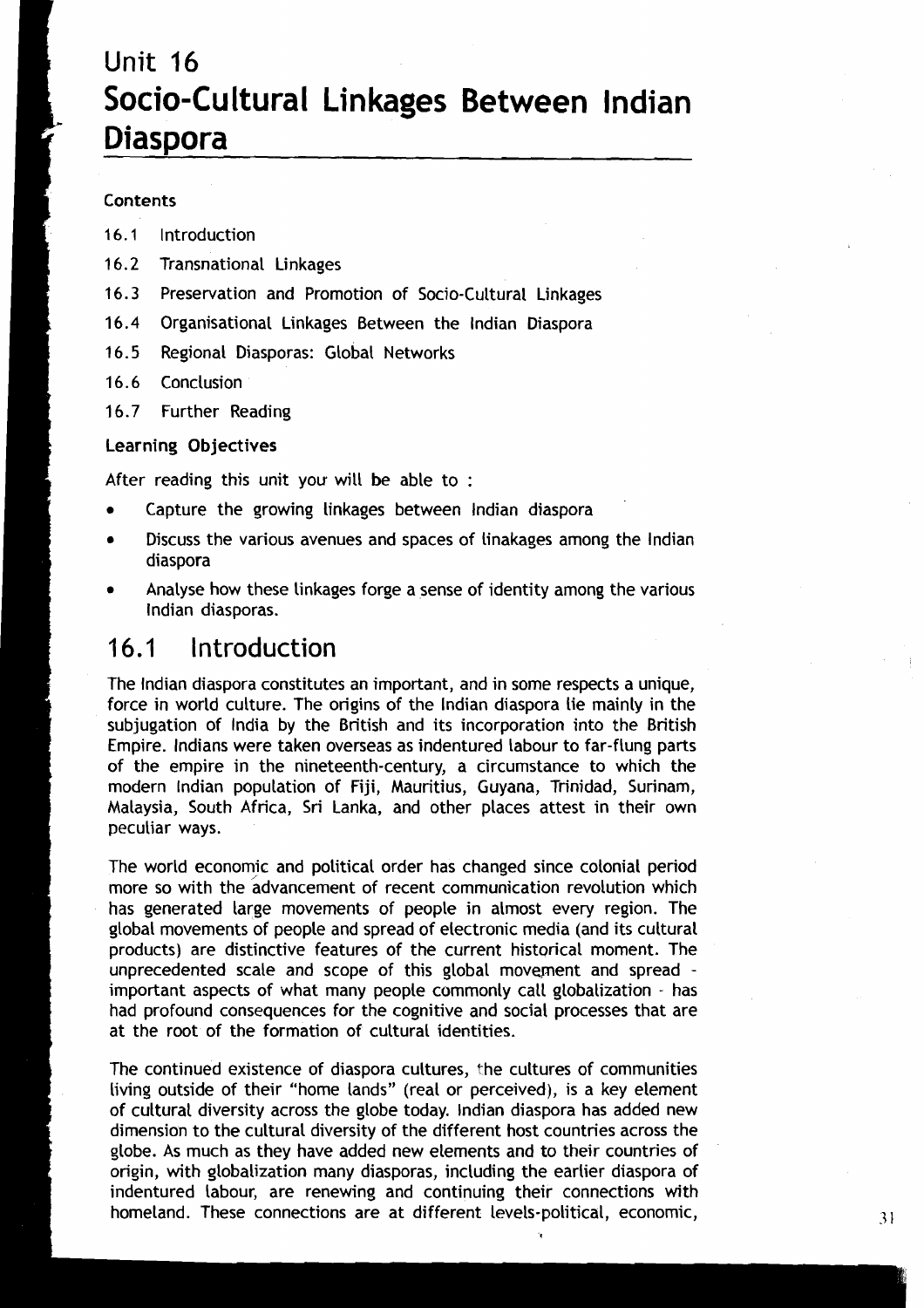# Unit 16
# Socio-Cultural Linkages Between Indian Diaspora

**Contents**

16.1 Introduction

16.2 Transnational Linkages

16.3 Preservation and Promotion of Socio-Cultural Linkages

16.4 Organisational Linkages Between the Indian Diaspora

16.5 Regional Diasporas: Global Networks

16.6 Conclusion

16.7 Further Reading

**Learning Objectives**

After reading this unit you will be able to :

- Capture the growing linkages between Indian diaspora
- Discuss the various avenues and spaces of linakages among the Indian diaspora
- Analyse how these linkages forge a sense of identity among the various Indian diasporas.

## 16.1 Introduction

The Indian diaspora constitutes an important, and in some respects a unique, force in world culture. The origins of the Indian diaspora lie mainly in the subjugation of India by the British and its incorporation into the British Empire. Indians were taken overseas as indentured labour to far-flung parts of the empire in the nineteenth-century, a circumstance to which the modern Indian population of Fiji, Mauritius, Guyana, Trinidad, Surinam, Malaysia, South Africa, Sri Lanka, and other places attest in their own peculiar ways.

The world economic and political order has changed since colonial period more so with the advancement of recent communication revolution which has generated large movements of people in almost every region. The global movements of people and spread of electronic media (and its cultural products) are distinctive features of the current historical moment. The unprecedented scale and scope of this global movement and spread - important aspects of what many people commonly call globalization - has had profound consequences for the cognitive and social processes that are at the root of the formation of cultural identities.

The continued existence of diaspora cultures, the cultures of communities living outside of their "home lands" (real or perceived), is a key element of cultural diversity across the globe today. Indian diaspora has added new dimension to the cultural diversity of the different host countries across the globe. As much as they have added new elements and to their countries of origin, with globalization many diasporas, including the earlier diaspora of indentured labour, are renewing and continuing their connections with homeland. These connections are at different levels-political, economic,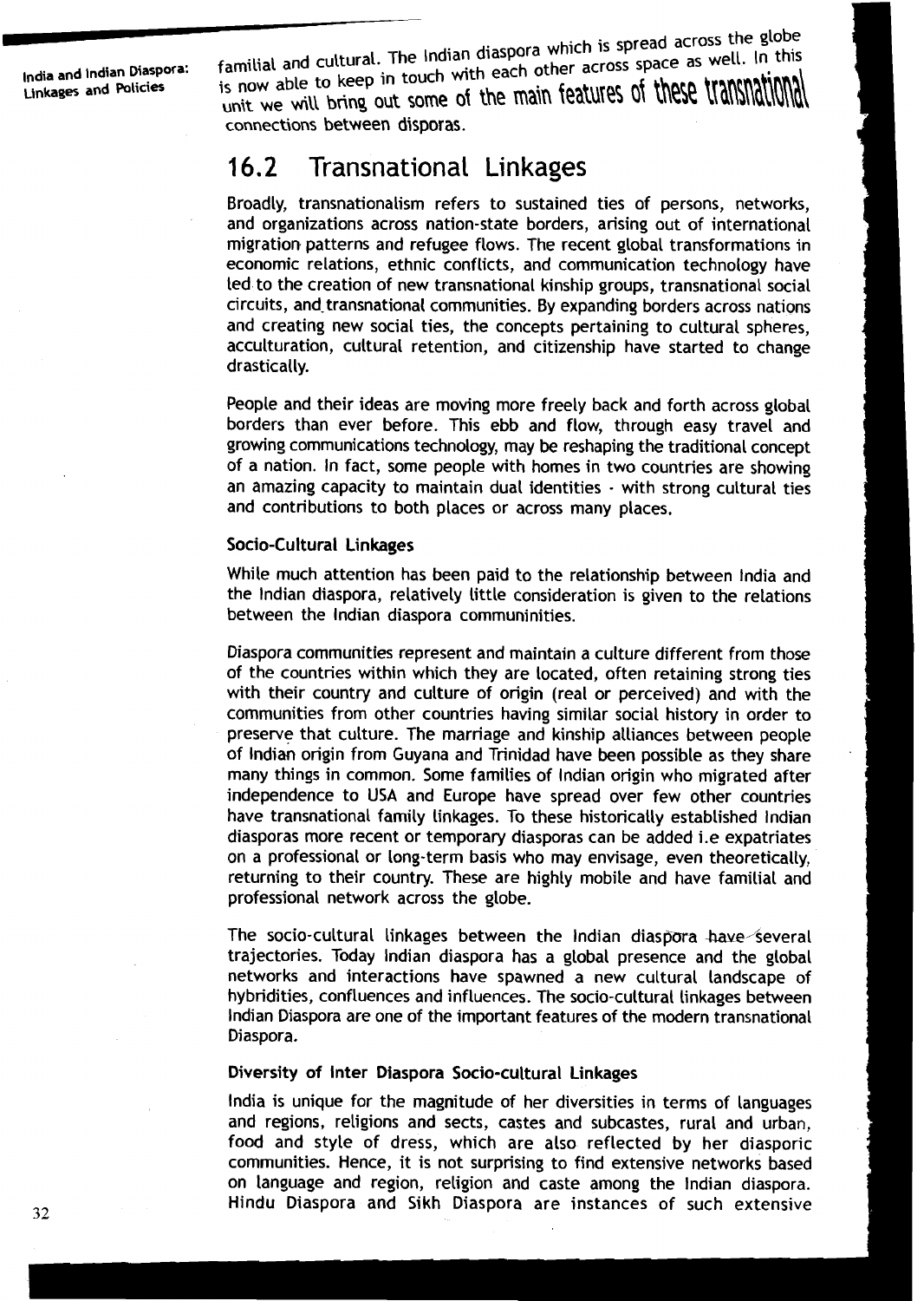familial and cultural. The Indian diaspora which is spread across the globe is now able to keep in touch with each other across space as well. In this unit we will bring out some of the main features of these transnational connections between disporas.

## 16.2 Transnational Linkages

Broadly, transnationalism refers to sustained ties of persons, networks, and organizations across nation-state borders, arising out of international migration patterns and refugee flows. The recent global transformations in economic relations, ethnic conflicts, and communication technology have led to the creation of new transnational kinship groups, transnational social circuits, and transnational communities. By expanding borders across nations and creating new social ties, the concepts pertaining to cultural spheres, acculturation, cultural retention, and citizenship have started to change drastically.

People and their ideas are moving more freely back and forth across global borders than ever before. This ebb and flow, through easy travel and growing communications technology, may be reshaping the traditional concept of a nation. In fact, some people with homes in two countries are showing an amazing capacity to maintain dual identities - with strong cultural ties and contributions to both places or across many places.

### Socio-Cultural Linkages

While much attention has been paid to the relationship between India and the Indian diaspora, relatively little consideration is given to the relations between the Indian diaspora communinities.

Diaspora communities represent and maintain a culture different from those of the countries within which they are located, often retaining strong ties with their country and culture of origin (real or perceived) and with the communities from other countries having similar social history in order to preserve that culture. The marriage and kinship alliances between people of Indian origin from Guyana and Trinidad have been possible as they share many things in common. Some families of Indian origin who migrated after independence to USA and Europe have spread over few other countries have transnational family linkages. To these historically established Indian diasporas more recent or temporary diasporas can be added i.e expatriates on a professional or long-term basis who may envisage, even theoretically, returning to their country. These are highly mobile and have familial and professional network across the globe.

The socio-cultural linkages between the Indian diaspora have several trajectories. Today Indian diaspora has a global presence and the global networks and interactions have spawned a new cultural landscape of hybridities, confluences and influences. The socio-cultural linkages between Indian Diaspora are one of the important features of the modern transnational Diaspora.

### Diversity of Inter Diaspora Socio-cultural Linkages

India is unique for the magnitude of her diversities in terms of languages and regions, religions and sects, castes and subcastes, rural and urban, food and style of dress, which are also reflected by her diasporic communities. Hence, it is not surprising to find extensive networks based on language and region, religion and caste among the Indian diaspora. Hindu Diaspora and Sikh Diaspora are instances of such extensive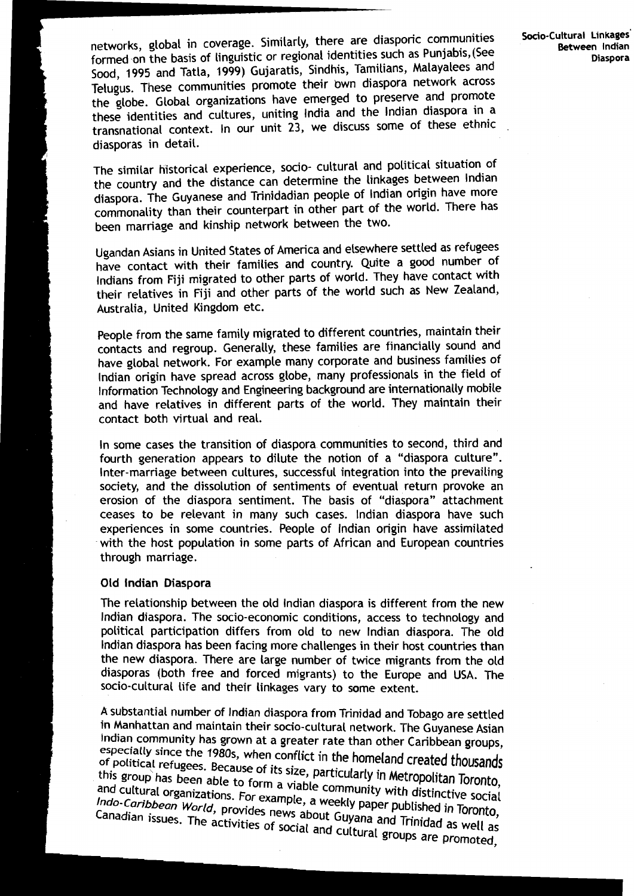networks, global in coverage. Similarly, there are diasporic communities formed on the basis of linguistic or regional identities such as Punjabis, (See Sood, 1995 and Tatla, 1999) Gujaratis, Sindhis, Tamilians, Malayalees and Telugus. These communities promote their own diaspora network across the globe. Global organizations have emerged to preserve and promote these identities and cultures, uniting India and the Indian diaspora in a transnational context. In our unit 23, we discuss some of these ethnic diasporas in detail.

The similar historical experience, socio- cultural and political situation of the country and the distance can determine the linkages between Indian diaspora. The Guyanese and Trinidadian people of Indian origin have more commonality than their counterpart in other part of the world. There has been marriage and kinship network between the two.

Ugandan Asians in United States of America and elsewhere settled as refugees have contact with their families and country. Quite a good number of Indians from Fiji migrated to other parts of world. They have contact with their relatives in Fiji and other parts of the world such as New Zealand, Australia, United Kingdom etc.

People from the same family migrated to different countries, maintain their contacts and regroup. Generally, these families are financially sound and have global network. For example many corporate and business families of Indian origin have spread across globe, many professionals in the field of Information Technology and Engineering background are internationally mobile and have relatives in different parts of the world. They maintain their contact both virtual and real.

In some cases the transition of diaspora communities to second, third and fourth generation appears to dilute the notion of a "diaspora culture". Inter-marriage between cultures, successful integration into the prevailing society, and the dissolution of sentiments of eventual return provoke an erosion of the diaspora sentiment. The basis of "diaspora" attachment ceases to be relevant in many such cases. Indian diaspora have such experiences in some countries. People of Indian origin have assimilated with the host population in some parts of African and European countries through marriage.

### Old Indian Diaspora

The relationship between the old Indian diaspora is different from the new Indian diaspora. The socio-economic conditions, access to technology and political participation differs from old to new Indian diaspora. The old Indian diaspora has been facing more challenges in their host countries than the new diaspora. There are large number of twice migrants from the old diasporas (both free and forced migrants) to the Europe and USA. The socio-cultural life and their linkages vary to some extent.

A substantial number of Indian diaspora from Trinidad and Tobago are settled in Manhattan and maintain their socio-cultural network. The Guyanese Asian Indian community has grown at a greater rate than other Caribbean groups, especially since the 1980s, when conflict in the homeland created thousands of political refugees. Because of its size, particularly in Metropolitan Toronto, this group has been able to form a viable community with distinctive social and cultural organizations. For example, a weekly paper published in Toronto, *Indo-Caribbean World*, provides news about Guyana and Trinidad as well as Canadian issues. The activities of social and cultural groups are promoted,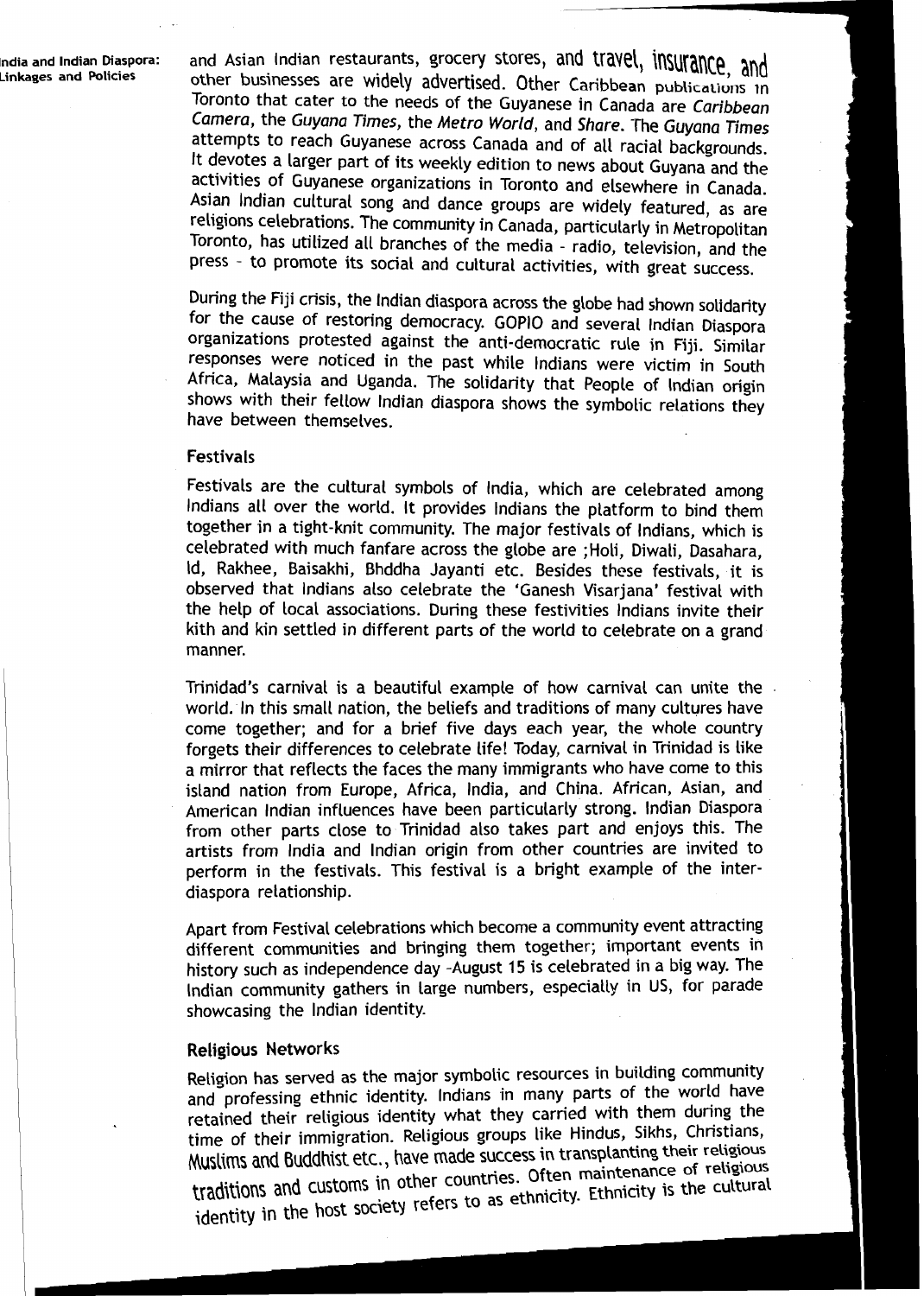and Asian Indian restaurants, grocery stores, and travel, insurance, and other businesses are widely advertised. Other Caribbean publications in Toronto that cater to the needs of the Guyanese in Canada are *Caribbean Camera*, the *Guyana Times*, the *Metro World*, and *Share*. The *Guyana Times* attempts to reach Guyanese across Canada and of all racial backgrounds. It devotes a larger part of its weekly edition to news about Guyana and the activities of Guyanese organizations in Toronto and elsewhere in Canada. Asian Indian cultural song and dance groups are widely featured, as are religions celebrations. The community in Canada, particularly in Metropolitan Toronto, has utilized all branches of the media - radio, television, and the press - to promote its social and cultural activities, with great success.

During the Fiji crisis, the Indian diaspora across the globe had shown solidarity for the cause of restoring democracy. GOPIO and several Indian Diaspora organizations protested against the anti-democratic rule in Fiji. Similar responses were noticed in the past while Indians were victim in South Africa, Malaysia and Uganda. The solidarity that People of Indian origin shows with their fellow Indian diaspora shows the symbolic relations they have between themselves.

### Festivals

Festivals are the cultural symbols of India, which are celebrated among Indians all over the world. It provides Indians the platform to bind them together in a tight-knit community. The major festivals of Indians, which is celebrated with much fanfare across the globe are ;Holi, Diwali, Dasahara, Id, Rakhee, Baisakhi, Bhddha Jayanti etc. Besides these festivals, it is observed that Indians also celebrate the 'Ganesh Visarjana' festival with the help of local associations. During these festivities Indians invite their kith and kin settled in different parts of the world to celebrate on a grand manner.

Trinidad's carnival is a beautiful example of how carnival can unite the world. In this small nation, the beliefs and traditions of many cultures have come together; and for a brief five days each year, the whole country forgets their differences to celebrate life! Today, carnival in Trinidad is like a mirror that reflects the faces the many immigrants who have come to this island nation from Europe, Africa, India, and China. African, Asian, and American Indian influences have been particularly strong. Indian Diaspora from other parts close to Trinidad also takes part and enjoys this. The artists from India and Indian origin from other countries are invited to perform in the festivals. This festival is a bright example of the inter-diaspora relationship.

Apart from Festival celebrations which become a community event attracting different communities and bringing them together; important events in history such as independence day -August 15 is celebrated in a big way. The Indian community gathers in large numbers, especially in US, for parade showcasing the Indian identity.

### Religious Networks

Religion has served as the major symbolic resources in building community and professing ethnic identity. Indians in many parts of the world have retained their religious identity what they carried with them during the time of their immigration. Religious groups like Hindus, Sikhs, Christians, Muslims and Buddhist etc., have made success in transplanting their religious traditions and customs in other countries. Often maintenance of religious identity in the host society refers to as ethnicity. Ethnicity is the cultural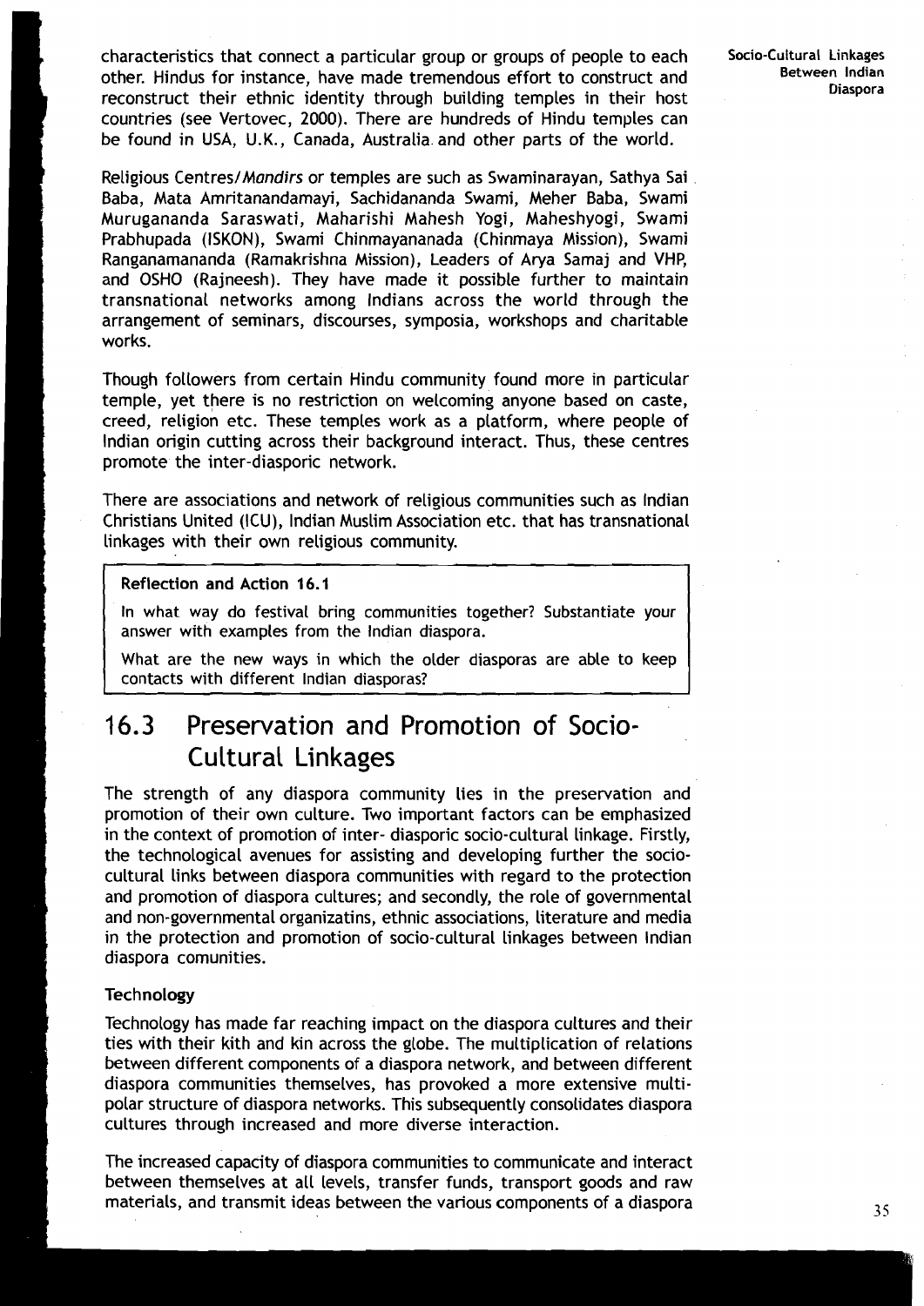characteristics that connect a particular group or groups of people to each other. Hindus for instance, have made tremendous effort to construct and reconstruct their ethnic identity through building temples in their host countries (see Vertovec, 2000). There are hundreds of Hindu temples can be found in USA, U.K., Canada, Australia and other parts of the world.

Religious Centres/*Mandirs* or temples are such as Swaminarayan, Sathya Sai Baba, Mata Amritanandamayi, Sachidananda Swami, Meher Baba, Swami Murugananda Saraswati, Maharishi Mahesh Yogi, Maheshyogi, Swami Prabhupada (ISKON), Swami Chinmayananada (Chinmaya Mission), Swami Ranganamananda (Ramakrishna Mission), Leaders of Arya Samaj and VHP, and OSHO (Rajneesh). They have made it possible further to maintain transnational networks among Indians across the world through the arrangement of seminars, discourses, symposia, workshops and charitable works.

Though followers from certain Hindu community found more in particular temple, yet there is no restriction on welcoming anyone based on caste, creed, religion etc. These temples work as a platform, where people of Indian origin cutting across their background interact. Thus, these centres promote the inter-diasporic network.

There are associations and network of religious communities such as Indian Christians United (ICU), Indian Muslim Association etc. that has transnational linkages with their own religious community.

> **Reflection and Action 16.1**
>
> In what way do festival bring communities together? Substantiate your answer with examples from the Indian diaspora.
>
> What are the new ways in which the older diasporas are able to keep contacts with different Indian diasporas?

## 16.3 Preservation and Promotion of Socio-Cultural Linkages

The strength of any diaspora community lies in the preservation and promotion of their own culture. Two important factors can be emphasized in the context of promotion of inter- diasporic socio-cultural linkage. Firstly, the technological avenues for assisting and developing further the socio-cultural links between diaspora communities with regard to the protection and promotion of diaspora cultures; and secondly, the role of governmental and non-governmental organizatins, ethnic associations, literature and media in the protection and promotion of socio-cultural linkages between Indian diaspora comunities.

### Technology

Technology has made far reaching impact on the diaspora cultures and their ties with their kith and kin across the globe. The multiplication of relations between different components of a diaspora network, and between different diaspora communities themselves, has provoked a more extensive multi-polar structure of diaspora networks. This subsequently consolidates diaspora cultures through increased and more diverse interaction.

The increased capacity of diaspora communities to communicate and interact between themselves at all levels, transfer funds, transport goods and raw materials, and transmit ideas between the various components of a diaspora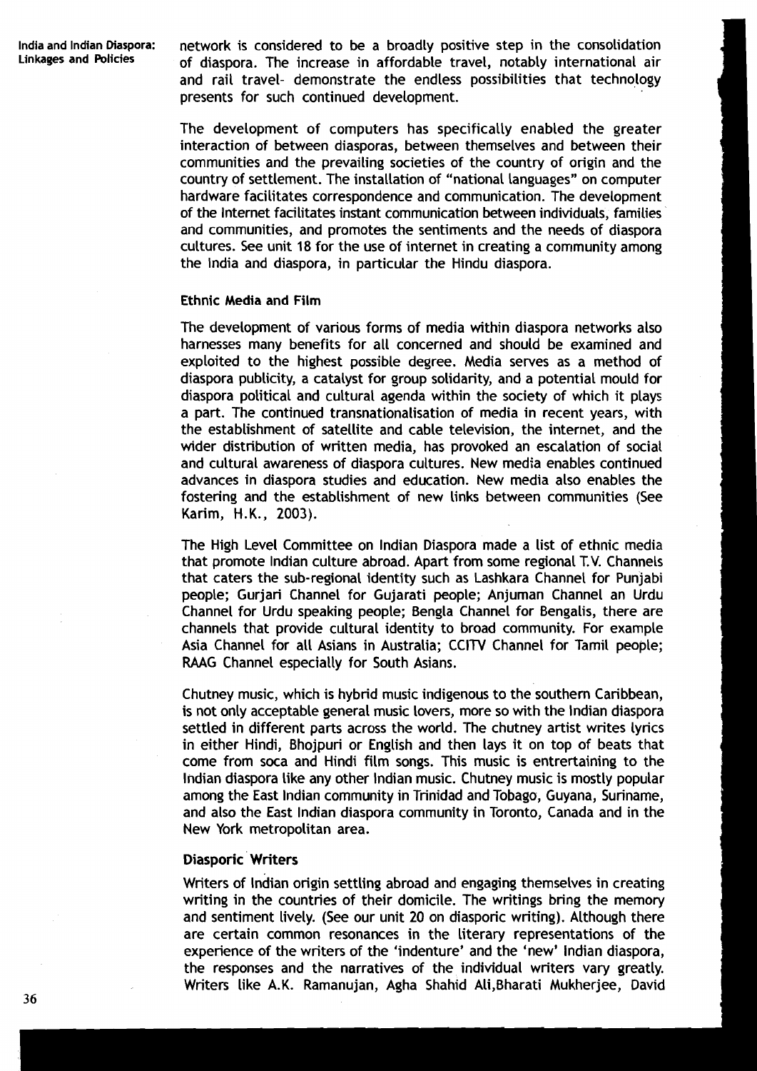network is considered to be a broadly positive step in the consolidation of diaspora. The increase in affordable travel, notably international air and rail travel- demonstrate the endless possibilities that technology presents for such continued development.

The development of computers has specifically enabled the greater interaction of between diasporas, between themselves and between their communities and the prevailing societies of the country of origin and the country of settlement. The installation of "national languages" on computer hardware facilitates correspondence and communication. The development of the Internet facilitates instant communication between individuals, families and communities, and promotes the sentiments and the needs of diaspora cultures. See unit 18 for the use of internet in creating a community among the India and diaspora, in particular the Hindu diaspora.

### Ethnic Media and Film

The development of various forms of media within diaspora networks also harnesses many benefits for all concerned and should be examined and exploited to the highest possible degree. Media serves as a method of diaspora publicity, a catalyst for group solidarity, and a potential mould for diaspora political and cultural agenda within the society of which it plays a part. The continued transnationalisation of media in recent years, with the establishment of satellite and cable television, the internet, and the wider distribution of written media, has provoked an escalation of social and cultural awareness of diaspora cultures. New media enables continued advances in diaspora studies and education. New media also enables the fostering and the establishment of new links between communities (See Karim, H.K., 2003).

The High Level Committee on Indian Diaspora made a list of ethnic media that promote Indian culture abroad. Apart from some regional T.V. Channels that caters the sub-regional identity such as Lashkara Channel for Punjabi people; Gurjari Channel for Gujarati people; Anjuman Channel an Urdu Channel for Urdu speaking people; Bengla Channel for Bengalis, there are channels that provide cultural identity to broad community. For example Asia Channel for all Asians in Australia; CCITV Channel for Tamil people; RAAG Channel especially for South Asians.

Chutney music, which is hybrid music indigenous to the southern Caribbean, is not only acceptable general music lovers, more so with the Indian diaspora settled in different parts across the world. The chutney artist writes lyrics in either Hindi, Bhojpuri or English and then lays it on top of beats that come from soca and Hindi film songs. This music is entrertaining to the Indian diaspora like any other Indian music. Chutney music is mostly popular among the East Indian community in Trinidad and Tobago, Guyana, Suriname, and also the East Indian diaspora community in Toronto, Canada and in the New York metropolitan area.

### Diasporic Writers

Writers of Indian origin settling abroad and engaging themselves in creating writing in the countries of their domicile. The writings bring the memory and sentiment lively. (See our unit 20 on diasporic writing). Although there are certain common resonances in the literary representations of the experience of the writers of the 'indenture' and the 'new' Indian diaspora, the responses and the narratives of the individual writers vary greatly. Writers like A.K. Ramanujan, Agha Shahid Ali,Bharati Mukherjee, David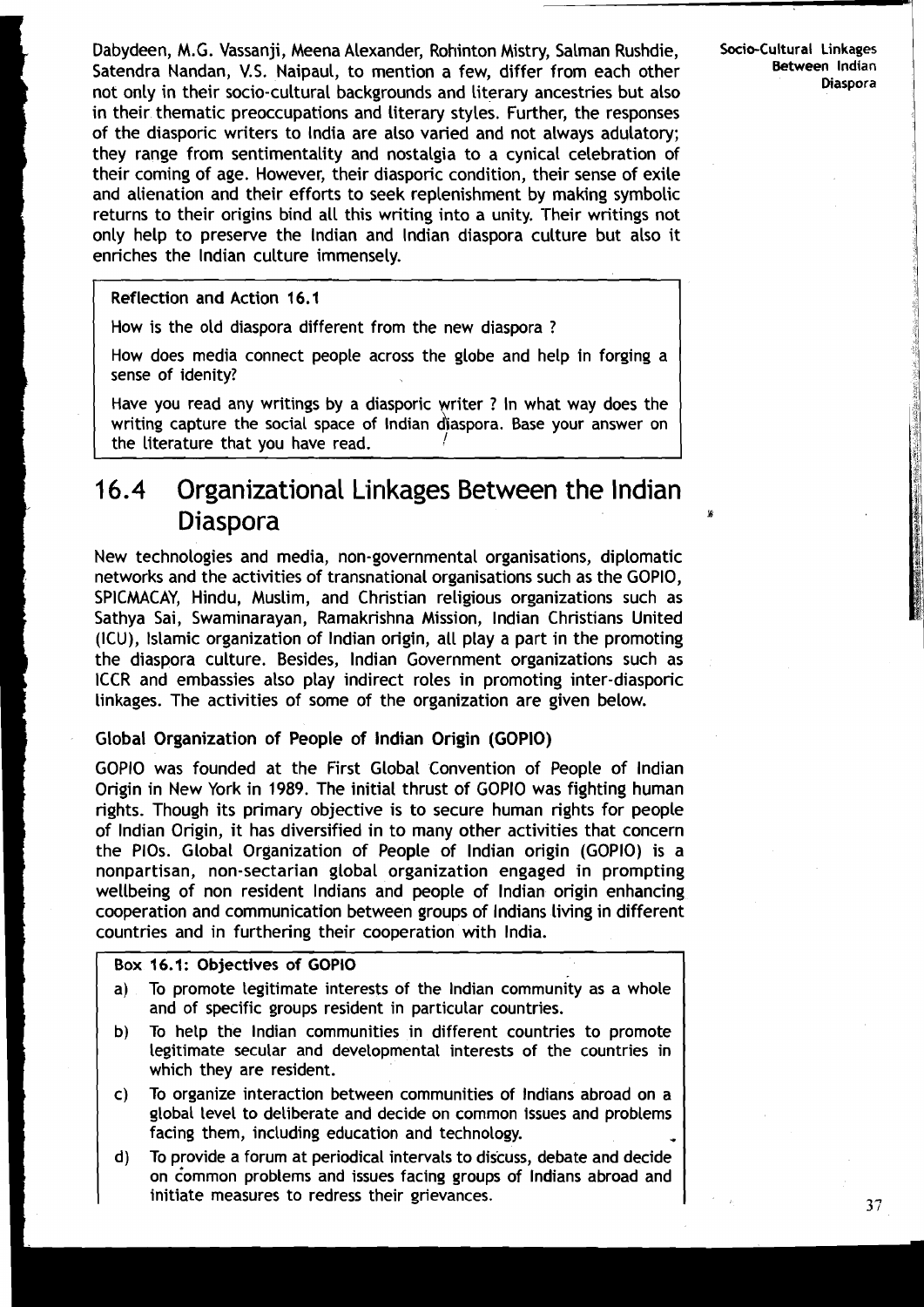Dabydeen, M.G. Vassanji, Meena Alexander, Rohinton Mistry, Salman Rushdie, Satendra Nandan, V.S. Naipaul, to mention a few, differ from each other not only in their socio-cultural backgrounds and literary ancestries but also in their thematic preoccupations and literary styles. Further, the responses of the diasporic writers to India are also varied and not always adulatory; they range from sentimentality and nostalgia to a cynical celebration of their coming of age. However, their diasporic condition, their sense of exile and alienation and their efforts to seek replenishment by making symbolic returns to their origins bind all this writing into a unity. Their writings not only help to preserve the Indian and Indian diaspora culture but also it enriches the Indian culture immensely.

> **Reflection and Action 16.1**
>
> How is the old diaspora different from the new diaspora ?
>
> How does media connect people across the globe and help in forging a sense of idenity?
>
> Have you read any writings by a diasporic writer ? In what way does the writing capture the social space of Indian diaspora. Base your answer on the literature that you have read.

## 16.4 Organizational Linkages Between the Indian Diaspora

New technologies and media, non-governmental organisations, diplomatic networks and the activities of transnational organisations such as the GOPIO, SPICMACAY, Hindu, Muslim, and Christian religious organizations such as Sathya Sai, Swaminarayan, Ramakrishna Mission, Indian Christians United (ICU), Islamic organization of Indian origin, all play a part in the promoting the diaspora culture. Besides, Indian Government organizations such as ICCR and embassies also play indirect roles in promoting inter-diasporic linkages. The activities of some of the organization are given below.

### Global Organization of People of Indian Origin (GOPIO)

GOPIO was founded at the First Global Convention of People of Indian Origin in New York in 1989. The initial thrust of GOPIO was fighting human rights. Though its primary objective is to secure human rights for people of Indian Origin, it has diversified in to many other activities that concern the PIOs. Global Organization of People of Indian origin (GOPIO) is a nonpartisan, non-sectarian global organization engaged in prompting wellbeing of non resident Indians and people of Indian origin enhancing cooperation and communication between groups of Indians living in different countries and in furthering their cooperation with India.

> **Box 16.1: Objectives of GOPIO**
>
> a) To promote legitimate interests of the Indian community as a whole and of specific groups resident in particular countries.
>
> b) To help the Indian communities in different countries to promote legitimate secular and developmental interests of the countries in which they are resident.
>
> c) To organize interaction between communities of Indians abroad on a global level to deliberate and decide on common issues and problems facing them, including education and technology.
>
> d) To provide a forum at periodical intervals to discuss, debate and decide on common problems and issues facing groups of Indians abroad and initiate measures to redress their grievances.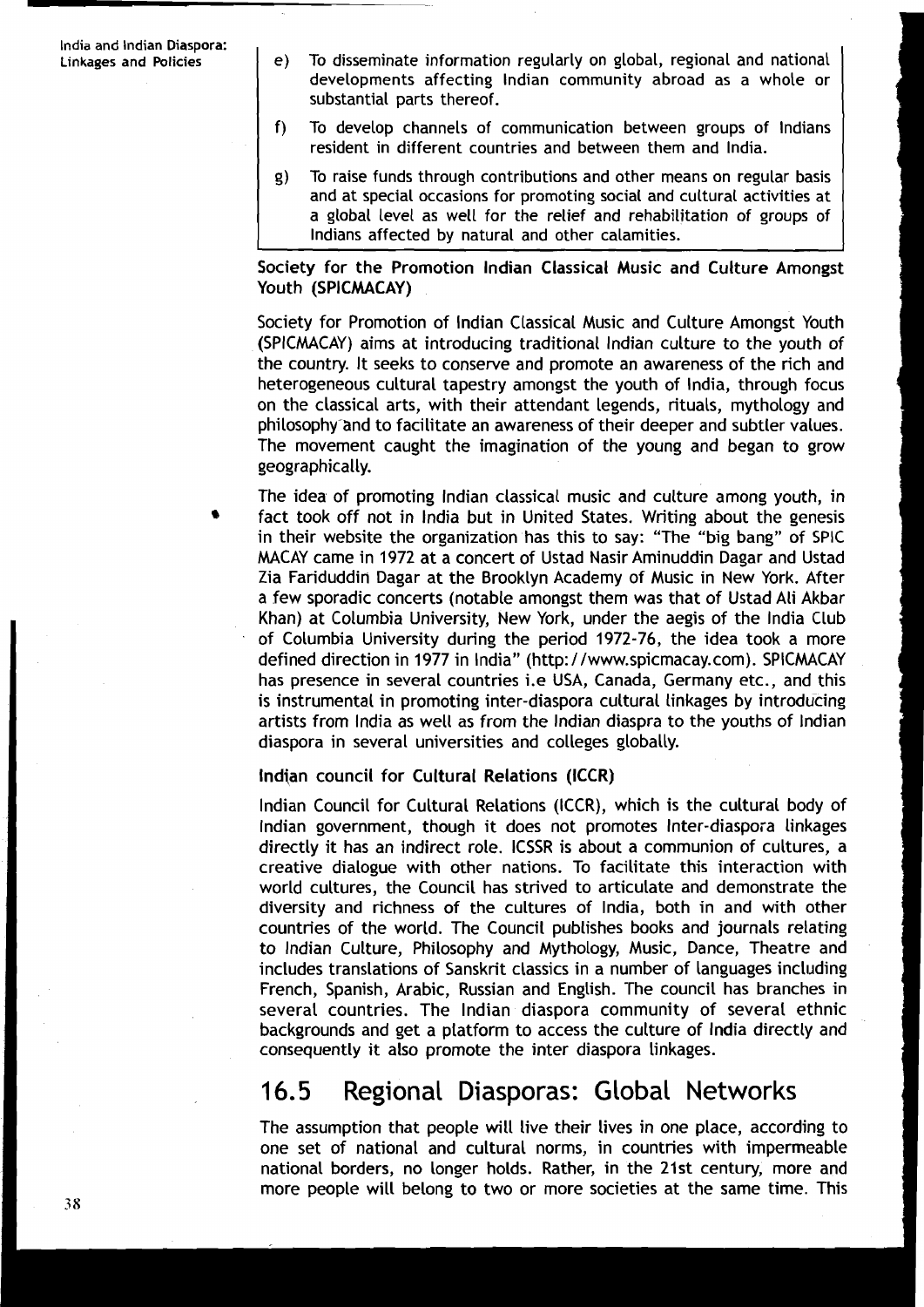e) To disseminate information regularly on global, regional and national developments affecting Indian community abroad as a whole or substantial parts thereof.

f) To develop channels of communication between groups of Indians resident in different countries and between them and India.

g) To raise funds through contributions and other means on regular basis and at special occasions for promoting social and cultural activities at a global level as well for the relief and rehabilitation of groups of Indians affected by natural and other calamities.

**Society for the Promotion Indian Classical Music and Culture Amongst Youth (SPICMACAY)**

Society for Promotion of Indian Classical Music and Culture Amongst Youth (SPICMACAY) aims at introducing traditional Indian culture to the youth of the country. It seeks to conserve and promote an awareness of the rich and heterogeneous cultural tapestry amongst the youth of India, through focus on the classical arts, with their attendant legends, rituals, mythology and philosophy and to facilitate an awareness of their deeper and subtler values. The movement caught the imagination of the young and began to grow geographically.

The idea of promoting Indian classical music and culture among youth, in fact took off not in India but in United States. Writing about the genesis in their website the organization has this to say: "The "big bang" of SPIC MACAY came in 1972 at a concert of Ustad Nasir Aminuddin Dagar and Ustad Zia Fariduddin Dagar at the Brooklyn Academy of Music in New York. After a few sporadic concerts (notable amongst them was that of Ustad Ali Akbar Khan) at Columbia University, New York, under the aegis of the India Club of Columbia University during the period 1972-76, the idea took a more defined direction in 1977 in India" (http://www.spicmacay.com). SPICMACAY has presence in several countries i.e USA, Canada, Germany etc., and this is instrumental in promoting inter-diaspora cultural linkages by introducing artists from India as well as from the Indian diaspra to the youths of Indian diaspora in several universities and colleges globally.

**Indian council for Cultural Relations (ICCR)**

Indian Council for Cultural Relations (ICCR), which is the cultural body of Indian government, though it does not promotes Inter-diaspora linkages directly it has an indirect role. ICSSR is about a communion of cultures, a creative dialogue with other nations. To facilitate this interaction with world cultures, the Council has strived to articulate and demonstrate the diversity and richness of the cultures of India, both in and with other countries of the world. The Council publishes books and journals relating to Indian Culture, Philosophy and Mythology, Music, Dance, Theatre and includes translations of Sanskrit classics in a number of languages including French, Spanish, Arabic, Russian and English. The council has branches in several countries. The Indian diaspora community of several ethnic backgrounds and get a platform to access the culture of India directly and consequently it also promote the inter diaspora linkages.

## 16.5 Regional Diasporas: Global Networks

The assumption that people will live their lives in one place, according to one set of national and cultural norms, in countries with impermeable national borders, no longer holds. Rather, in the 21st century, more and more people will belong to two or more societies at the same time. This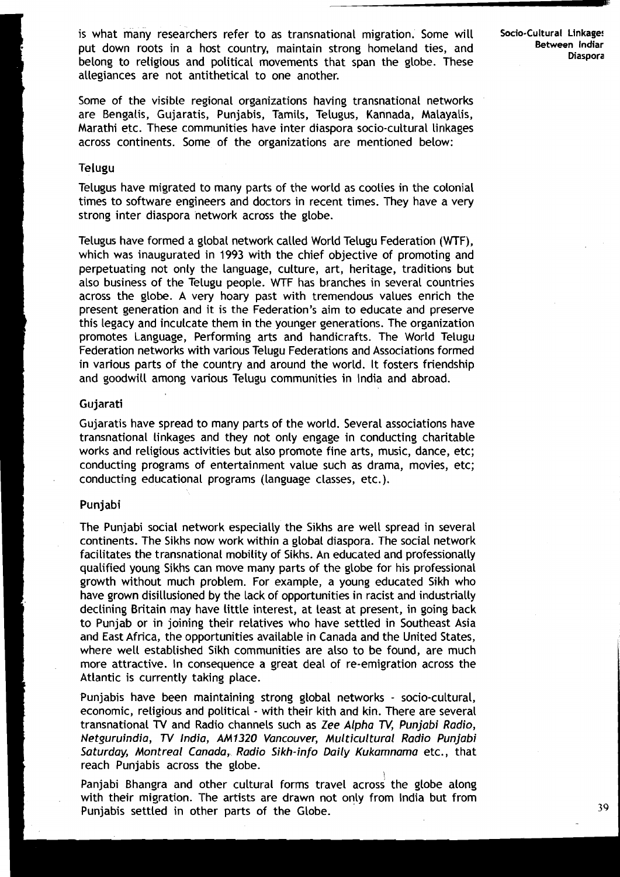is what many researchers refer to as transnational migration. Some will put down roots in a host country, maintain strong homeland ties, and belong to religious and political movements that span the globe. These allegiances are not antithetical to one another.

Some of the visible regional organizations having transnational networks are Bengalis, Gujaratis, Punjabis, Tamils, Telugus, Kannada, Malayalis, Marathi etc. These communities have inter diaspora socio-cultural linkages across continents. Some of the organizations are mentioned below:

### Telugu

Telugus have migrated to many parts of the world as coolies in the colonial times to software engineers and doctors in recent times. They have a very strong inter diaspora network across the globe.

Telugus have formed a global network called World Telugu Federation (WTF), which was inaugurated in 1993 with the chief objective of promoting and perpetuating not only the language, culture, art, heritage, traditions but also business of the Telugu people. WTF has branches in several countries across the globe. A very hoary past with tremendous values enrich the present generation and it is the Federation's aim to educate and preserve this legacy and inculcate them in the younger generations. The organization promotes Language, Performing arts and handicrafts. The World Telugu Federation networks with various Telugu Federations and Associations formed in various parts of the country and around the world. It fosters friendship and goodwill among various Telugu communities in India and abroad.

### Gujarati

Gujaratis have spread to many parts of the world. Several associations have transnational linkages and they not only engage in conducting charitable works and religious activities but also promote fine arts, music, dance, etc; conducting programs of entertainment value such as drama, movies, etc; conducting educational programs (language classes, etc.).

### Punjabi

The Punjabi social network especially the Sikhs are well spread in several continents. The Sikhs now work within a global diaspora. The social network facilitates the transnational mobility of Sikhs. An educated and professionally qualified young Sikhs can move many parts of the globe for his professional growth without much problem. For example, a young educated Sikh who have grown disillusioned by the lack of opportunities in racist and industrially declining Britain may have little interest, at least at present, in going back to Punjab or in joining their relatives who have settled in Southeast Asia and East Africa, the opportunities available in Canada and the United States, where well established Sikh communities are also to be found, are much more attractive. In consequence a great deal of re-emigration across the Atlantic is currently taking place.

Punjabis have been maintaining strong global networks - socio-cultural, economic, religious and political - with their kith and kin. There are several transnational TV and Radio channels such as *Zee Alpha TV, Punjabi Radio, Netguruindia, TV India, AM1320 Vancouver, Multicultural Radio Punjabi Saturday, Montreal Canada, Radio Sikh-info Daily Kukamnama* etc., that reach Punjabis across the globe.

Panjabi Bhangra and other cultural forms travel across the globe along with their migration. The artists are drawn not only from India but from Punjabis settled in other parts of the Globe.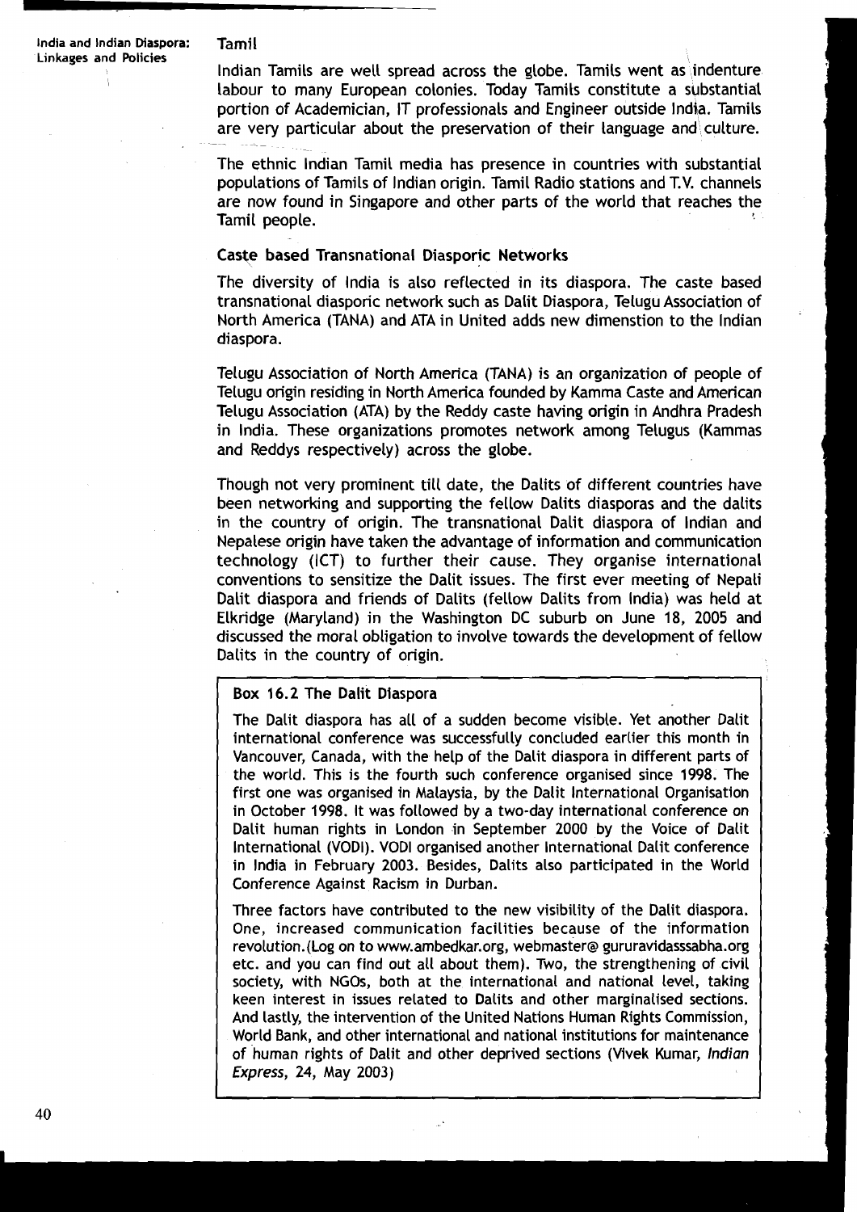## Tamil

Indian Tamils are well spread across the globe. Tamils went as indenture labour to many European colonies. Today Tamils constitute a substantial portion of Academician, IT professionals and Engineer outside India. Tamils are very particular about the preservation of their language and culture.

The ethnic Indian Tamil media has presence in countries with substantial populations of Tamils of Indian origin. Tamil Radio stations and T.V. channels are now found in Singapore and other parts of the world that reaches the Tamil people.

### Caste based Transnational Diasporic Networks

The diversity of India is also reflected in its diaspora. The caste based transnational diasporic network such as Dalit Diaspora, Telugu Association of North America (TANA) and ATA in United adds new dimenstion to the Indian diaspora.

Telugu Association of North America (TANA) is an organization of people of Telugu origin residing in North America founded by Kamma Caste and American Telugu Association (ATA) by the Reddy caste having origin in Andhra Pradesh in India. These organizations promotes network among Telugus (Kammas and Reddys respectively) across the globe.

Though not very prominent till date, the Dalits of different countries have been networking and supporting the fellow Dalits diasporas and the dalits in the country of origin. The transnational Dalit diaspora of Indian and Nepalese origin have taken the advantage of information and communication technology (ICT) to further their cause. They organise international conventions to sensitize the Dalit issues. The first ever meeting of Nepali Dalit diaspora and friends of Dalits (fellow Dalits from India) was held at Elkridge (Maryland) in the Washington DC suburb on June 18, 2005 and discussed the moral obligation to involve towards the development of fellow Dalits in the country of origin.

**Box 16.2 The Dalit Diaspora**

The Dalit diaspora has all of a sudden become visible. Yet another Dalit international conference was successfully concluded earlier this month in Vancouver, Canada, with the help of the Dalit diaspora in different parts of the world. This is the fourth such conference organised since 1998. The first one was organised in Malaysia, by the Dalit International Organisation in October 1998. It was followed by a two-day international conference on Dalit human rights in London in September 2000 by the Voice of Dalit International (VODI). VODI organised another International Dalit conference in India in February 2003. Besides, Dalits also participated in the World Conference Against Racism in Durban.

Three factors have contributed to the new visibility of the Dalit diaspora. One, increased communication facilities because of the information revolution.(Log on to www.ambedkar.org, webmaster@ gururavidasssabha.org etc. and you can find out all about them). Two, the strengthening of civil society, with NGOs, both at the international and national level, taking keen interest in issues related to Dalits and other marginalised sections. And lastly, the intervention of the United Nations Human Rights Commission, World Bank, and other international and national institutions for maintenance of human rights of Dalit and other deprived sections (Vivek Kumar, *Indian Express*, 24, May 2003)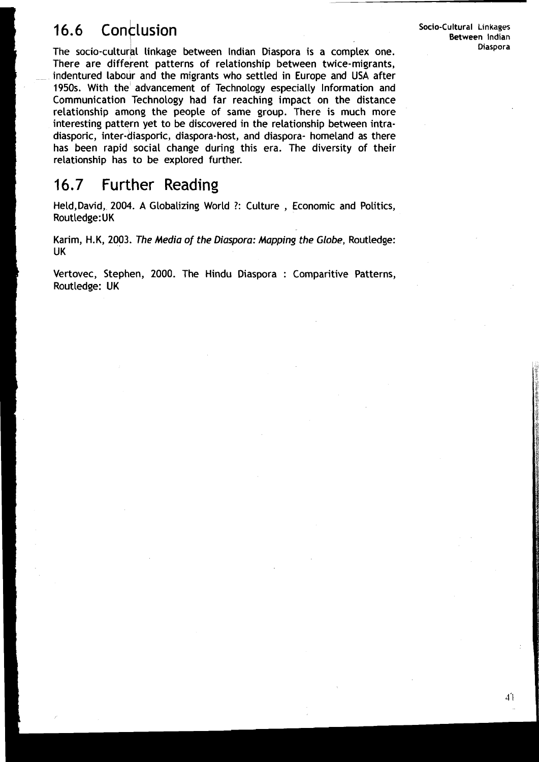## 16.6 Conclusion

The socio-cultural linkage between Indian Diaspora is a complex one. There are different patterns of relationship between twice-migrants, indentured labour and the migrants who settled in Europe and USA after 1950s. With the advancement of Technology especially Information and Communication Technology had far reaching impact on the distance relationship among the people of same group. There is much more interesting pattern yet to be discovered in the relationship between intra-diasporic, inter-diasporic, diaspora-host, and diaspora- homeland as there has been rapid social change during this era. The diversity of their relationship has to be explored further.

## 16.7 Further Reading

Held,David, 2004. A Globalizing World ?: Culture , Economic and Politics, Routledge:UK

Karim, H.K, 2003. *The Media of the Diaspora: Mapping the Globe*, Routledge: UK

Vertovec, Stephen, 2000. The Hindu Diaspora : Comparitive Patterns, Routledge: UK